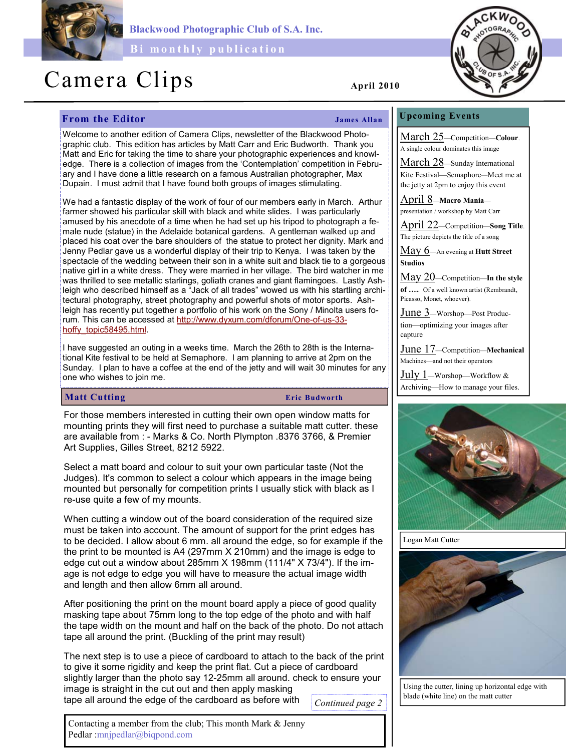Blackwood Photographic Club of S.A. Inc.

Bi monthly publication

# Camera Clips

April 2010

## From the Editor

**James Allan**

Welcome to another edition of Camera Clips, newsletter of the Blackwood Photographic club. This edition has articles by Matt Carr and Eric Budworth. Thank you Matt and Eric for taking the time to share your photographic experiences and knowledge. There is a collection of images from the 'Contemplation' competition in February and I have done a little research on a famous Australian photographer, Max Dupain. I must admit that I have found both groups of images stimulating.

We had a fantastic display of the work of four of our members early in March. Arthur farmer showed his particular skill with black and white slides. I was particularly amused by his anecdote of a time when he had set up his tripod to photograph a female nude (statue) in the Adelaide botanical gardens. A gentleman walked up and placed his coat over the bare shoulders of the statue to protect her dignity. Mark and Jenny Pedlar gave us a wonderful display of their trip to Kenya. I was taken by the spectacle of the wedding between their son in a white suit and black tie to a gorgeous native girl in a white dress. They were married in her village. The bird watcher in me was thrilled to see metallic starlings, goliath cranes and giant flamingoes. Lastly Ashleigh who described himself as a "Jack of all trades" wowed us with his startling architectural photography, street photography and powerful shots of motor sports. Ashleigh has recently put together a portfolio of his work on the Sony / Minolta users forum. This can be accessed at http://www.dyxum.com/dforum/One-of-us-33-hoffy_topic58495.html.

I have suggested an outing in a weeks time. March the 26th to 28th is the International Kite festival to be held at Semaphore. I am planning to arrive at 2pm on the Sunday. I plan to have a coffee at the end of the jetty and will wait 30 minutes for any one who wishes to join me.

## Matt Cutting

**Eric Budworth**

For those members interested in cutting their own open window matts for mounting prints they will first need to purchase a suitable matt cutter. these are available from : - Marks & Co. North Plympton .8376 3766, & Premier Art Supplies, Gilles Street, 8212 5922.

Select a matt board and colour to suit your own particular taste (Not the Judges). It's common to select a colour which appears in the image being mounted but personally for competition prints I usually stick with black as I re-use quite a few of my mounts.

When cutting a window out of the board consideration of the required size must be taken into account. The amount of support for the print edges has to be decided. I allow about 6 mm. all around the edge, so for example if the the print to be mounted is A4 (297mm X 210mm) and the image is edge to edge cut out a window about 285mm X 198mm (111/4" X 73/4"). If the image is not edge to edge you will have to measure the actual image width and length and then allow 6mm all around.

After positioning the print on the mount board apply a piece of good quality masking tape about 75mm long to the top edge of the photo and with half the tape width on the mount and half on the back of the photo. Do not attach tape all around the print. (Buckling of the print may result)

The next step is to use a piece of cardboard to attach to the back of the print to give it some rigidity and keep the print flat. Cut a piece of cardboard slightly larger than the photo say 12-25mm all around. check to ensure your image is straight in the cut out and then apply masking tape all around the edge of the cardboard as before with

*Continued page 2*

Contacting a member from the club; This month Mark & Jenny Pedlar :mnjpedlar@biqpond.com

## Upcoming Events

**March 25**—Competition—**Colour**. A single colour dominates this image

**March 28**—Sunday International Kite Festival—Semaphore—Meet me at the jetty at 2pm to enjoy this event

**April 8**—**Macro Mania**—presentation / workshop by Matt Carr

**April 22**—Competition—**Song Title**. The picture depicts the title of a song

**May 6**—An evening at **Hutt Street Studios**

**May 20**—Competition—**In the style of ….** Of a well known artist (Rembrandt, Picasso, Monet, whoever).

**June 3**—Worshop—Post Production—optimizing your images after capture

**June 17**—Competition—**Mechanical** Machines—and not their operators

**July 1**—Worshop—Workflow & Archiving—How to manage your files.

Logan Matt Cutter

Using the cutter, lining up horizontal edge with blade (white line) on the matt cutter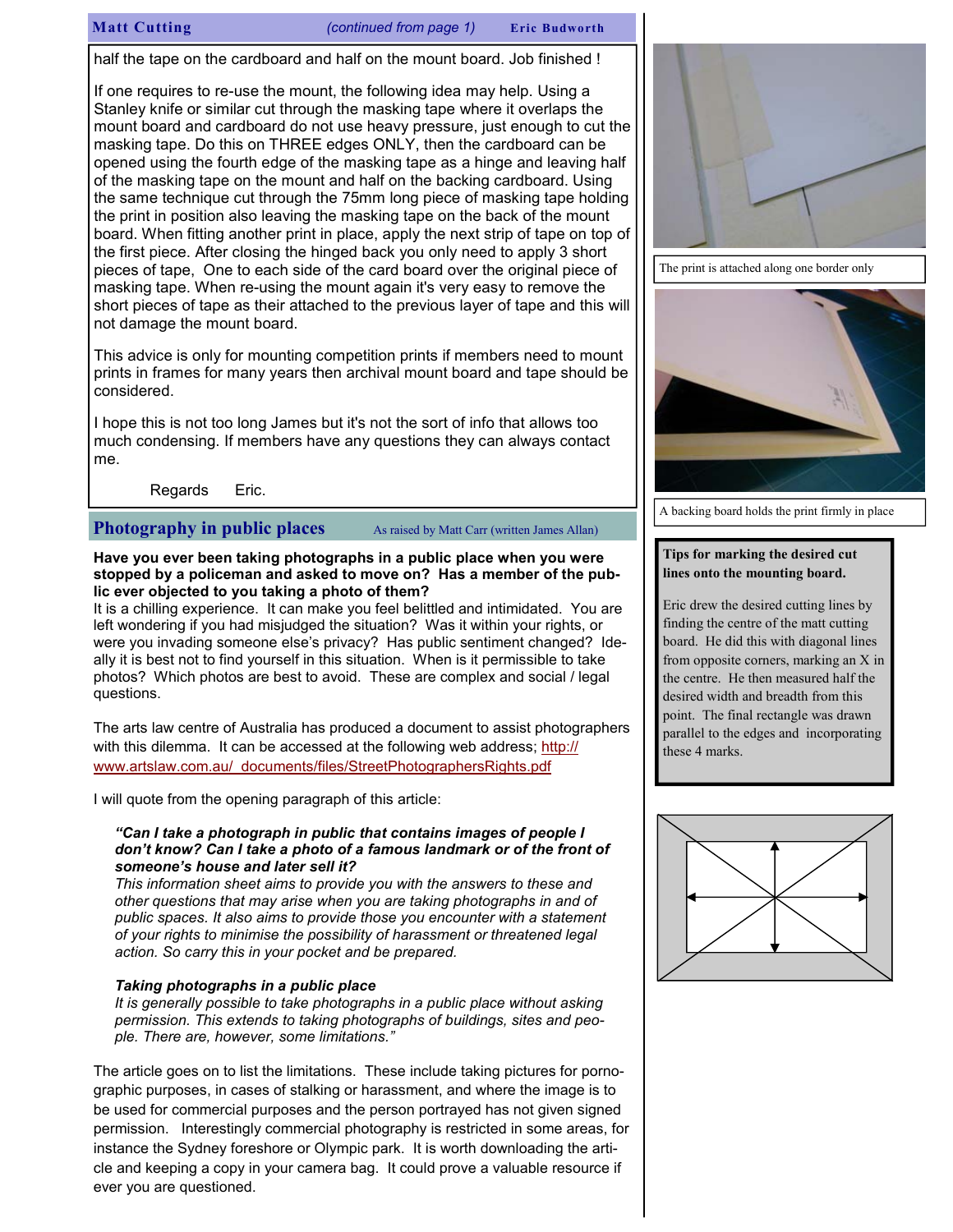## Matt Cutting

*(continued from page 1)* **Eric Budworth**

half the tape on the cardboard and half on the mount board. Job finished !

If one requires to re-use the mount, the following idea may help. Using a Stanley knife or similar cut through the masking tape where it overlaps the mount board and cardboard do not use heavy pressure, just enough to cut the masking tape. Do this on THREE edges ONLY, then the cardboard can be opened using the fourth edge of the masking tape as a hinge and leaving half of the masking tape on the mount and half on the backing cardboard. Using the same technique cut through the 75mm long piece of masking tape holding the print in position also leaving the masking tape on the back of the mount board. When fitting another print in place, apply the next strip of tape on top of the first piece. After closing the hinged back you only need to apply 3 short pieces of tape, One to each side of the card board over the original piece of masking tape. When re-using the mount again it's very easy to remove the short pieces of tape as their attached to the previous layer of tape and this will not damage the mount board.

This advice is only for mounting competition prints if members need to mount prints in frames for many years then archival mount board and tape should be considered.

I hope this is not too long James but it's not the sort of info that allows too much condensing. If members have any questions they can always contact me.

Regards Eric.

The print is attached along one border only

A backing board holds the print firmly in place

**Tips for marking the desired cut lines onto the mounting board.**

Eric drew the desired cutting lines by finding the centre of the matt cutting board. He did this with diagonal lines from opposite corners, marking an X in the centre. He then measured half the desired width and breadth from this point. The final rectangle was drawn parallel to the edges and incorporating these 4 marks.

## Photography in public places

As raised by Matt Carr (written James Allan)

**Have you ever been taking photographs in a public place when you were stopped by a policeman and asked to move on? Has a member of the public ever objected to you taking a photo of them?**

It is a chilling experience. It can make you feel belittled and intimidated. You are left wondering if you had misjudged the situation? Was it within your rights, or were you invading someone else's privacy? Has public sentiment changed? Ideally it is best not to find yourself in this situation. When is it permissible to take photos? Which photos are best to avoid. These are complex and social / legal questions.

The arts law centre of Australia has produced a document to assist photographers with this dilemma. It can be accessed at the following web address; http://www.artslaw.com.au/_documents/files/StreetPhotographersRights.pdf

I will quote from the opening paragraph of this article:

> ***"Can I take a photograph in public that contains images of people I don't know? Can I take a photo of a famous landmark or of the front of someone's house and later sell it?***
> *This information sheet aims to provide you with the answers to these and other questions that may arise when you are taking photographs in and of public spaces. It also aims to provide those you encounter with a statement of your rights to minimise the possibility of harassment or threatened legal action. So carry this in your pocket and be prepared.*
>
> ***Taking photographs in a public place***
> *It is generally possible to take photographs in a public place without asking permission. This extends to taking photographs of buildings, sites and people. There are, however, some limitations."*

The article goes on to list the limitations. These include taking pictures for pornographic purposes, in cases of stalking or harassment, and where the image is to be used for commercial purposes and the person portrayed has not given signed permission. Interestingly commercial photography is restricted in some areas, for instance the Sydney foreshore or Olympic park. It is worth downloading the article and keeping a copy in your camera bag. It could prove a valuable resource if ever you are questioned.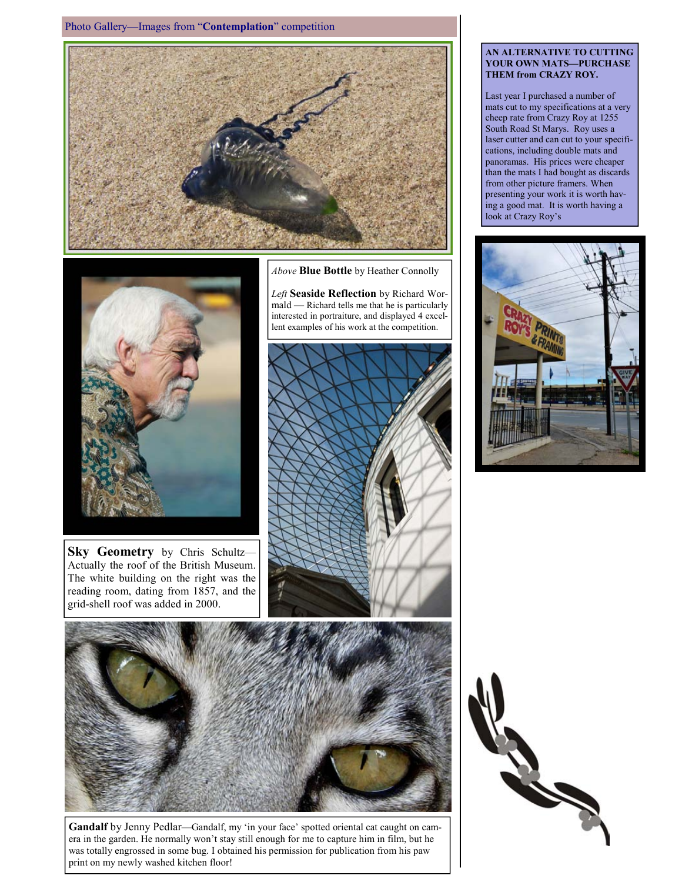Photo Gallery—Images from "**Contemplation**" competition

*Above* **Blue Bottle** by Heather Connolly

*Left* **Seaside Reflection** by Richard Wormald — Richard tells me that he is particularly interested in portraiture, and displayed 4 excellent examples of his work at the competition.

**Sky Geometry** by Chris Schultz—Actually the roof of the British Museum. The white building on the right was the reading room, dating from 1857, and the grid-shell roof was added in 2000.

**Gandalf** by Jenny Pedlar—Gandalf, my 'in your face' spotted oriental cat caught on camera in the garden. He normally won't stay still enough for me to capture him in film, but he was totally engrossed in some bug. I obtained his permission for publication from his paw print on my newly washed kitchen floor!

**AN ALTERNATIVE TO CUTTING YOUR OWN MATS—PURCHASE THEM from CRAZY ROY.**

Last year I purchased a number of mats cut to my specifications at a very cheep rate from Crazy Roy at 1255 South Road St Marys. Roy uses a laser cutter and can cut to your specifications, including double mats and panoramas. His prices were cheaper than the mats I had bought as discards from other picture framers. When presenting your work it is worth having a good mat. It is worth having a look at Crazy Roy's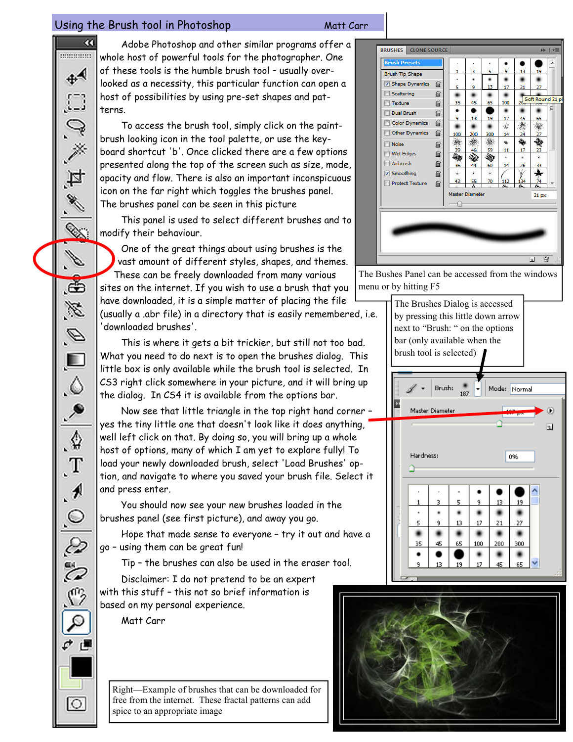# Using the Brush tool in Photoshop

Matt Carr

Adobe Photoshop and other similar programs offer a whole host of powerful tools for the photographer. One of these tools is the humble brush tool – usually over-looked as a necessity, this particular function can open a host of possibilities by using pre-set shapes and pat-terns.

To access the brush tool, simply click on the paint-brush looking icon in the tool palette, or use the key-board shortcut 'b'. Once clicked there are a few options presented along the top of the screen such as size, mode, opacity and flow. There is also an important inconspicuous icon on the far right which toggles the brushes panel. The brushes panel can be seen in this picture

This panel is used to select different brushes and to modify their behaviour.

One of the great things about using brushes is the vast amount of different styles, shapes, and themes. These can be freely downloaded from many various sites on the internet. If you wish to use a brush that you have downloaded, it is a simple matter of placing the file (usually a .abr file) in a directory that is easily remembered, i.e. 'downloaded brushes'.

This is where it gets a bit trickier, but still not too bad. What you need to do next is to open the brushes dialog. This little box is only available while the brush tool is selected. In CS3 right click somewhere in your picture, and it will bring up the dialog. In CS4 it is available from the options bar.

Now see that little triangle in the top right hand corner – yes the tiny little one that doesn't look like it does anything, well left click on that. By doing so, you will bring up a whole host of options, many of which I am yet to explore fully! To load your newly downloaded brush, select 'Load Brushes' op-tion, and navigate to where you saved your brush file. Select it and press enter.

You should now see your new brushes loaded in the brushes panel (see first picture), and away you go.

Hope that made sense to everyone – try it out and have a go – using them can be great fun!

Tip – the brushes can also be used in the eraser tool.

Disclaimer: I do not pretend to be an expert with this stuff – this not so brief information is based on my personal experience.

Matt Carr

The Bushes Panel can be accessed from the windows menu or by hitting F5

The Brushes Dialog is accessed by pressing this little down arrow next to "Brush: " on the options bar (only available when the brush tool is selected)

Right—Example of brushes that can be downloaded for free from the internet. These fractal patterns can add spice to an appropriate image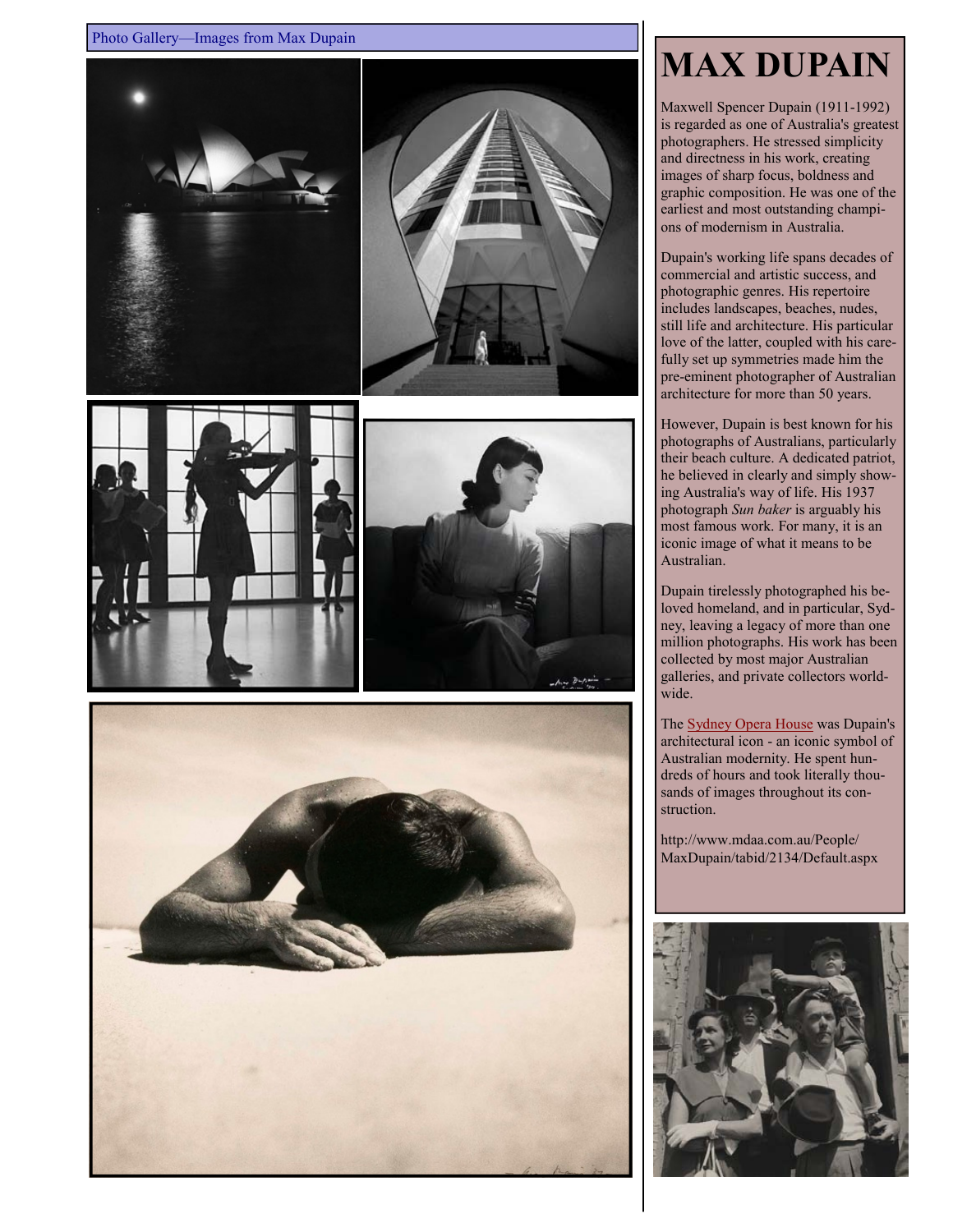Photo Gallery—Images from Max Dupain

# MAX DUPAIN

Maxwell Spencer Dupain (1911-1992) is regarded as one of Australia's greatest photographers. He stressed simplicity and directness in his work, creating images of sharp focus, boldness and graphic composition. He was one of the earliest and most outstanding champions of modernism in Australia.

Dupain's working life spans decades of commercial and artistic success, and photographic genres. His repertoire includes landscapes, beaches, nudes, still life and architecture. His particular love of the latter, coupled with his carefully set up symmetries made him the pre-eminent photographer of Australian architecture for more than 50 years.

However, Dupain is best known for his photographs of Australians, particularly their beach culture. A dedicated patriot, he believed in clearly and simply showing Australia's way of life. His 1937 photograph *Sun baker* is arguably his most famous work. For many, it is an iconic image of what it means to be Australian.

Dupain tirelessly photographed his beloved homeland, and in particular, Sydney, leaving a legacy of more than one million photographs. His work has been collected by most major Australian galleries, and private collectors worldwide.

The Sydney Opera House was Dupain's architectural icon - an iconic symbol of Australian modernity. He spent hundreds of hours and took literally thousands of images throughout its construction.

http://www.mdaa.com.au/People/MaxDupain/tabid/2134/Default.aspx